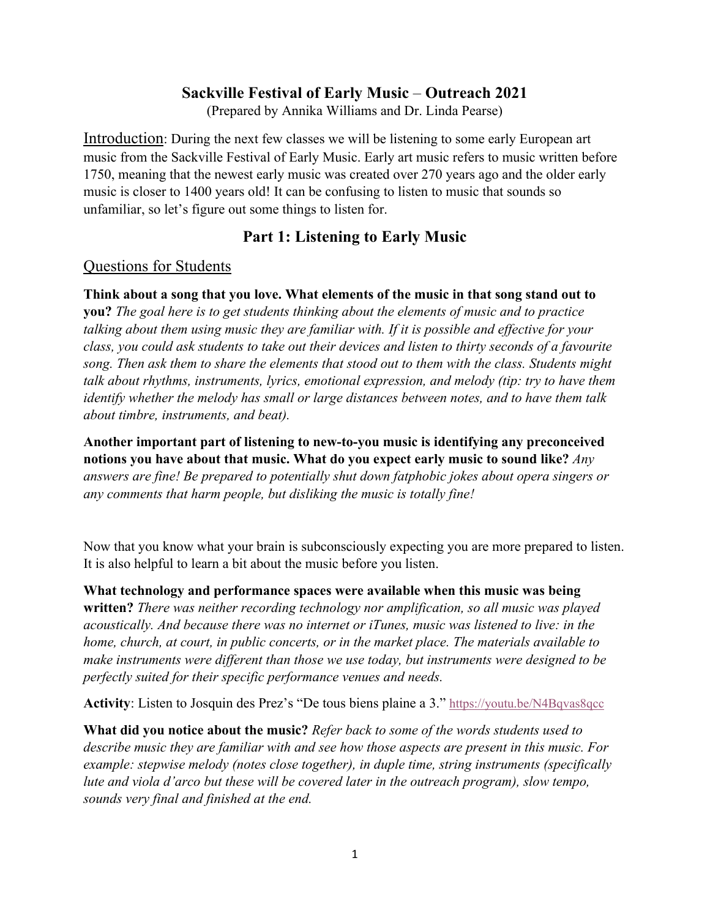# Sackville Festival of Early Music – Outreach 2021

(Prepared by Annika Williams and Dr. Linda Pearse)

Introduction: During the next few classes we will be listening to some early European art music from the Sackville Festival of Early Music. Early art music refers to music written before 1750, meaning that the newest early music was created over 270 years ago and the older early music is closer to 1400 years old! It can be confusing to listen to music that sounds so unfamiliar, so let's figure out some things to listen for.

## Part 1: Listening to Early Music

### Questions for Students

**Think about a song that you love. What elements of the music in that song stand out to you?** *The goal here is to get students thinking about the elements of music and to practice talking about them using music they are familiar with. If it is possible and effective for your class, you could ask students to take out their devices and listen to thirty seconds of a favourite song. Then ask them to share the elements that stood out to them with the class. Students might talk about rhythms, instruments, lyrics, emotional expression, and melody (tip: try to have them identify whether the melody has small or large distances between notes, and to have them talk about timbre, instruments, and beat).*

**Another important part of listening to new-to-you music is identifying any preconceived notions you have about that music. What do you expect early music to sound like?** *Any answers are fine! Be prepared to potentially shut down fatphobic jokes about opera singers or any comments that harm people, but disliking the music is totally fine!*

Now that you know what your brain is subconsciously expecting you are more prepared to listen. It is also helpful to learn a bit about the music before you listen.

**What technology and performance spaces were available when this music was being written?** *There was neither recording technology nor amplification, so all music was played acoustically. And because there was no internet or iTunes, music was listened to live: in the home, church, at court, in public concerts, or in the market place. The materials available to make instruments were different than those we use today, but instruments were designed to be perfectly suited for their specific performance venues and needs.*

**Activity**: Listen to Josquin des Prez's "De tous biens plaine a 3." https://youtu.be/N4Bqvas8qcc

**What did you notice about the music?** *Refer back to some of the words students used to describe music they are familiar with and see how those aspects are present in this music. For example: stepwise melody (notes close together), in duple time, string instruments (specifically lute and viola d'arco but these will be covered later in the outreach program), slow tempo, sounds very final and finished at the end.*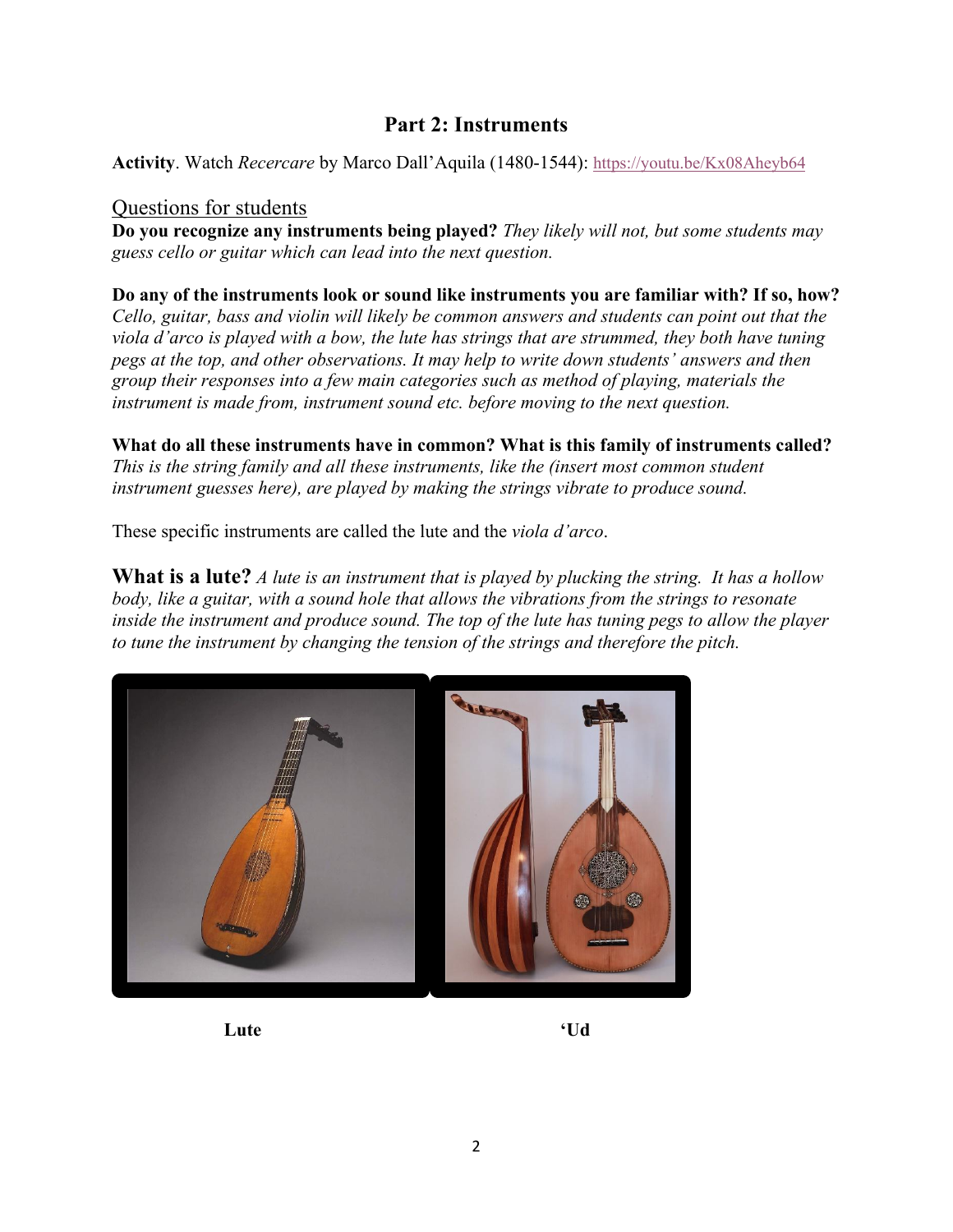## Part 2: Instruments

**Activity**. Watch *Recercare* by Marco Dall'Aquila (1480-1544): https://youtu.be/Kx08Aheyb64

### Questions for students

**Do you recognize any instruments being played?** *They likely will not, but some students may guess cello or guitar which can lead into the next question.*

**Do any of the instruments look or sound like instruments you are familiar with? If so, how?** *Cello, guitar, bass and violin will likely be common answers and students can point out that the viola d'arco is played with a bow, the lute has strings that are strummed, they both have tuning pegs at the top, and other observations. It may help to write down students' answers and then group their responses into a few main categories such as method of playing, materials the instrument is made from, instrument sound etc. before moving to the next question.*

**What do all these instruments have in common? What is this family of instruments called?** *This is the string family and all these instruments, like the (insert most common student instrument guesses here), are played by making the strings vibrate to produce sound.*

These specific instruments are called the lute and the *viola d'arco*.

**What is a lute?** *A lute is an instrument that is played by plucking the string. It has a hollow body, like a guitar, with a sound hole that allows the vibrations from the strings to resonate inside the instrument and produce sound. The top of the lute has tuning pegs to allow the player to tune the instrument by changing the tension of the strings and therefore the pitch.*

**Lute** **'Ud**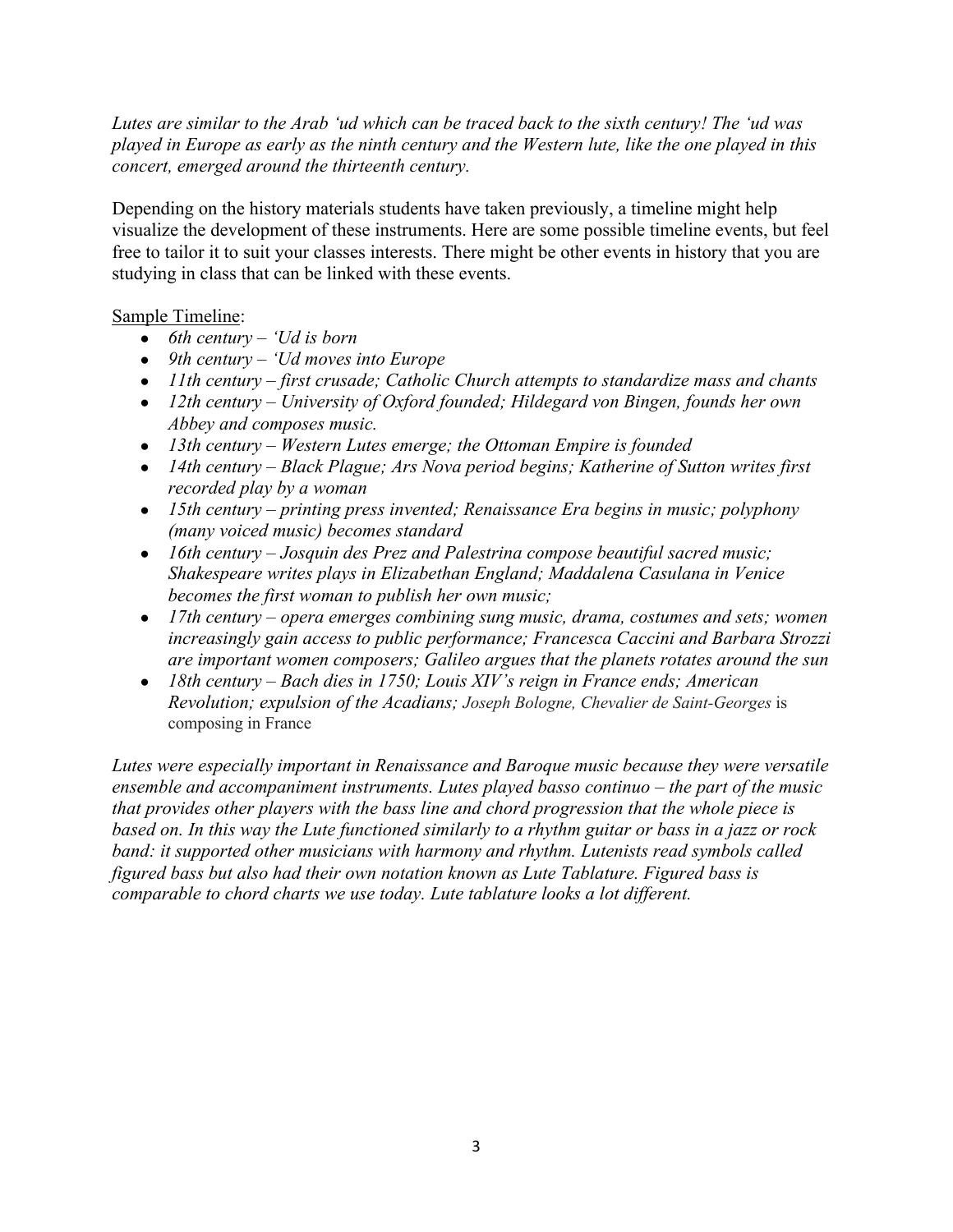*Lutes are similar to the Arab 'ud which can be traced back to the sixth century! The 'ud was played in Europe as early as the ninth century and the Western lute, like the one played in this concert, emerged around the thirteenth century.*

Depending on the history materials students have taken previously, a timeline might help visualize the development of these instruments. Here are some possible timeline events, but feel free to tailor it to suit your classes interests. There might be other events in history that you are studying in class that can be linked with these events.

<u>Sample Timeline</u>:

- *6th century – 'Ud is born*
- *9th century – 'Ud moves into Europe*
- *11th century – first crusade; Catholic Church attempts to standardize mass and chants*
- *12th century – University of Oxford founded; Hildegard von Bingen, founds her own Abbey and composes music.*
- *13th century – Western Lutes emerge; the Ottoman Empire is founded*
- *14th century – Black Plague; Ars Nova period begins; Katherine of Sutton writes first recorded play by a woman*
- *15th century – printing press invented; Renaissance Era begins in music; polyphony (many voiced music) becomes standard*
- *16th century – Josquin des Prez and Palestrina compose beautiful sacred music; Shakespeare writes plays in Elizabethan England; Maddalena Casulana in Venice becomes the first woman to publish her own music;*
- *17th century – opera emerges combining sung music, drama, costumes and sets; women increasingly gain access to public performance; Francesca Caccini and Barbara Strozzi are important women composers; Galileo argues that the planets rotates around the sun*
- *18th century – Bach dies in 1750; Louis XIV's reign in France ends; American Revolution; expulsion of the Acadians; Joseph Bologne, Chevalier de Saint-Georges* is composing in France

*Lutes were especially important in Renaissance and Baroque music because they were versatile ensemble and accompaniment instruments. Lutes played basso continuo – the part of the music that provides other players with the bass line and chord progression that the whole piece is based on. In this way the Lute functioned similarly to a rhythm guitar or bass in a jazz or rock band: it supported other musicians with harmony and rhythm. Lutenists read symbols called figured bass but also had their own notation known as Lute Tablature. Figured bass is comparable to chord charts we use today. Lute tablature looks a lot different.*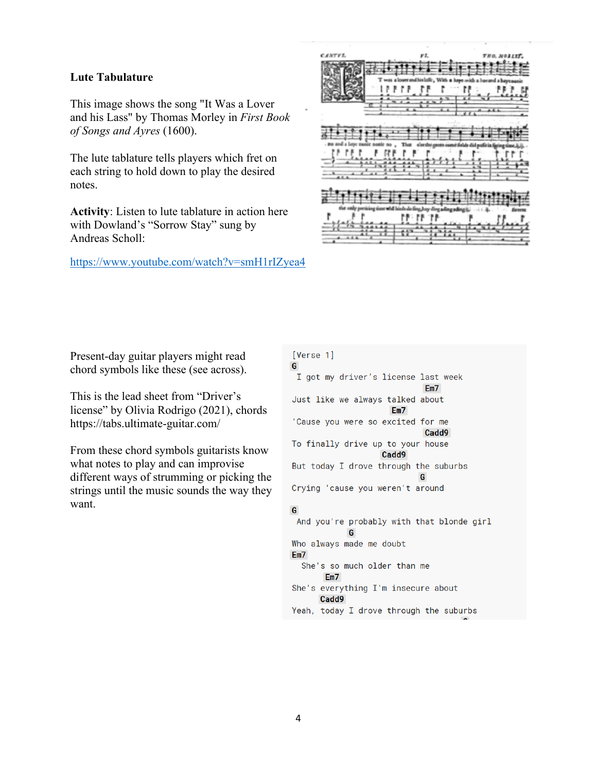**Lute Tabulature**

This image shows the song "It Was a Lover and his Lass" by Thomas Morley in *First Book of Songs and Ayres* (1600).

The lute tablature tells players which fret on each string to hold down to play the desired notes.

**Activity**: Listen to lute tablature in action here with Dowland's "Sorrow Stay" sung by Andreas Scholl:

https://www.youtube.com/watch?v=smH1rIZyea4

Present-day guitar players might read chord symbols like these (see across).

This is the lead sheet from "Driver's license" by Olivia Rodrigo (2021), chords https://tabs.ultimate-guitar.com/

From these chord symbols guitarists know what notes to play and can improvise different ways of strumming or picking the strings until the music sounds the way they want.

```
[Verse 1]
G
 I got my driver's license last week
                           Em7
Just like we always talked about
                    Em7
'Cause you were so excited for me
                          Cadd9
To finally drive up to your house
                 Cadd9
But today I drove through the suburbs
                          G
Crying 'cause you weren't around

G
 And you're probably with that blonde girl
           G
Who always made me doubt
Em7
  She's so much older than me
      Em7
She's everything I'm insecure about
      Cadd9
Yeah, today I drove through the suburbs
```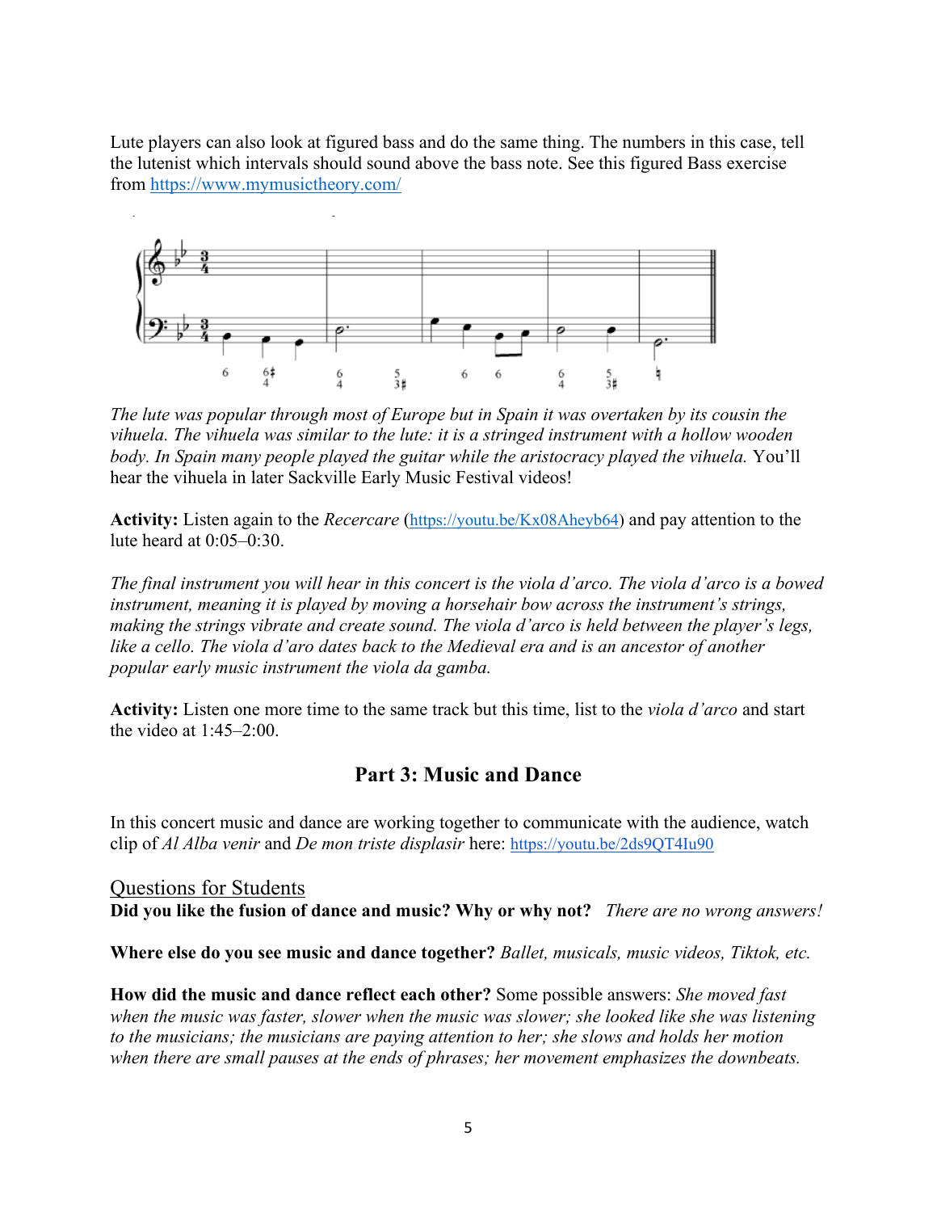Lute players can also look at figured bass and do the same thing. The numbers in this case, tell the lutenist which intervals should sound above the bass note. See this figured Bass exercise from https://www.mymusictheory.com/

*The lute was popular through most of Europe but in Spain it was overtaken by its cousin the vihuela. The vihuela was similar to the lute: it is a stringed instrument with a hollow wooden body. In Spain many people played the guitar while the aristocracy played the vihuela.* You'll hear the vihuela in later Sackville Early Music Festival videos!

**Activity:** Listen again to the *Recercare* (https://youtu.be/Kx08Aheyb64) and pay attention to the lute heard at 0:05–0:30.

*The final instrument you will hear in this concert is the viola d'arco. The viola d'arco is a bowed instrument, meaning it is played by moving a horsehair bow across the instrument's strings, making the strings vibrate and create sound. The viola d'arco is held between the player's legs, like a cello. The viola d'aro dates back to the Medieval era and is an ancestor of another popular early music instrument the viola da gamba.*

**Activity:** Listen one more time to the same track but this time, list to the *viola d'arco* and start the video at 1:45–2:00.

## Part 3: Music and Dance

In this concert music and dance are working together to communicate with the audience, watch clip of *Al Alba venir* and *De mon triste displasir* here: https://youtu.be/2ds9QT4Iu90

### Questions for Students

**Did you like the fusion of dance and music? Why or why not?** *There are no wrong answers!*

**Where else do you see music and dance together?** *Ballet, musicals, music videos, Tiktok, etc.*

**How did the music and dance reflect each other?** Some possible answers: *She moved fast when the music was faster, slower when the music was slower; she looked like she was listening to the musicians; the musicians are paying attention to her; she slows and holds her motion when there are small pauses at the ends of phrases; her movement emphasizes the downbeats.*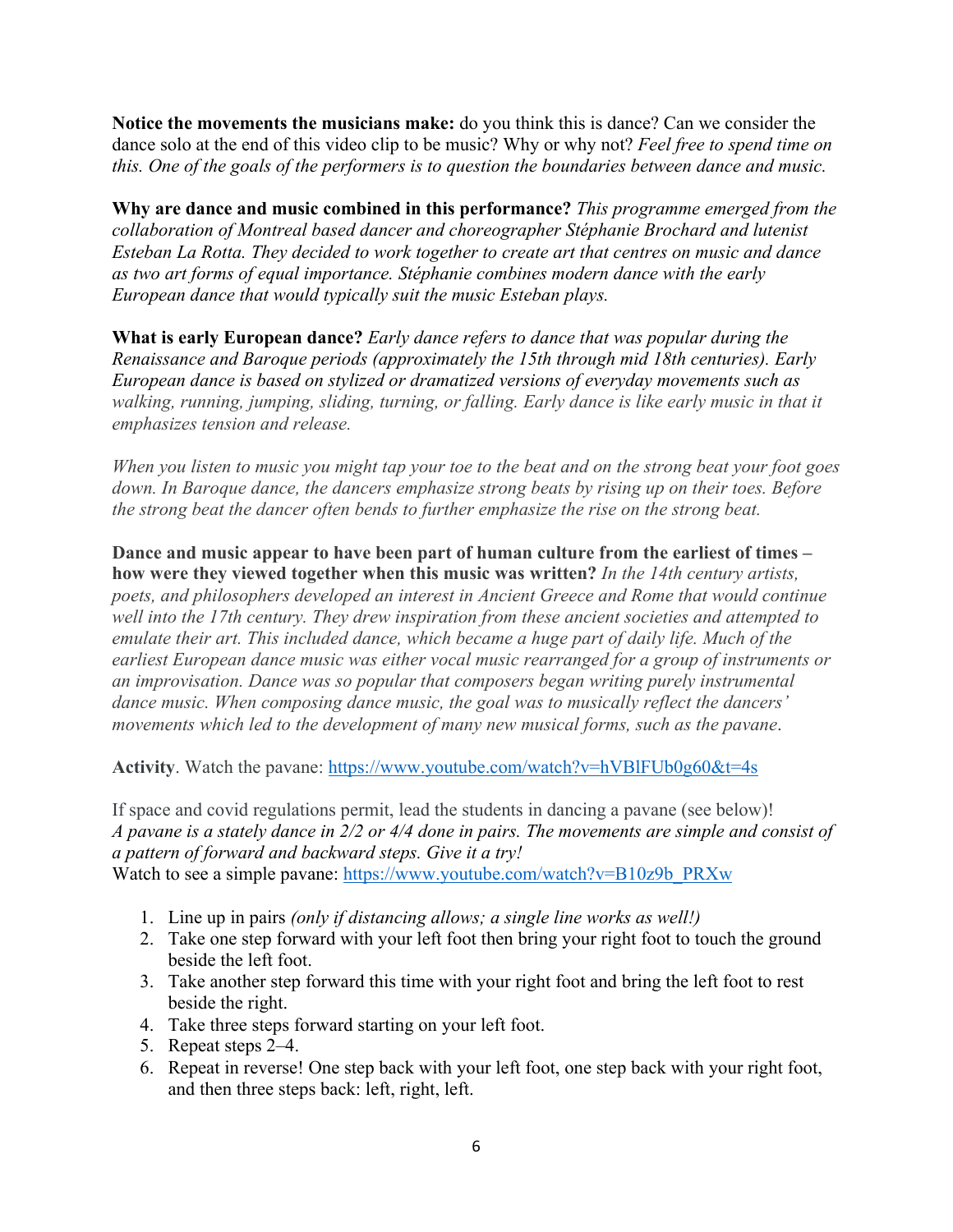**Notice the movements the musicians make:** do you think this is dance? Can we consider the dance solo at the end of this video clip to be music? Why or why not? *Feel free to spend time on this. One of the goals of the performers is to question the boundaries between dance and music.*

**Why are dance and music combined in this performance?** *This programme emerged from the collaboration of Montreal based dancer and choreographer Stéphanie Brochard and lutenist Esteban La Rotta. They decided to work together to create art that centres on music and dance as two art forms of equal importance. Stéphanie combines modern dance with the early European dance that would typically suit the music Esteban plays.*

**What is early European dance?** *Early dance refers to dance that was popular during the Renaissance and Baroque periods (approximately the 15th through mid 18th centuries). Early European dance is based on stylized or dramatized versions of everyday movements such as walking, running, jumping, sliding, turning, or falling. Early dance is like early music in that it emphasizes tension and release.*

*When you listen to music you might tap your toe to the beat and on the strong beat your foot goes down. In Baroque dance, the dancers emphasize strong beats by rising up on their toes. Before the strong beat the dancer often bends to further emphasize the rise on the strong beat.*

**Dance and music appear to have been part of human culture from the earliest of times – how were they viewed together when this music was written?** *In the 14th century artists, poets, and philosophers developed an interest in Ancient Greece and Rome that would continue well into the 17th century. They drew inspiration from these ancient societies and attempted to emulate their art. This included dance, which became a huge part of daily life. Much of the earliest European dance music was either vocal music rearranged for a group of instruments or an improvisation. Dance was so popular that composers began writing purely instrumental dance music. When composing dance music, the goal was to musically reflect the dancers' movements which led to the development of many new musical forms, such as the pavane*.

**Activity**. Watch the pavane: https://www.youtube.com/watch?v=hVBlFUb0g60&t=4s

If space and covid regulations permit, lead the students in dancing a pavane (see below)!
*A pavane is a stately dance in 2/2 or 4/4 done in pairs. The movements are simple and consist of a pattern of forward and backward steps. Give it a try!*
Watch to see a simple pavane: https://www.youtube.com/watch?v=B10z9b_PRXw

1. Line up in pairs *(only if distancing allows; a single line works as well!)*
2. Take one step forward with your left foot then bring your right foot to touch the ground beside the left foot.
3. Take another step forward this time with your right foot and bring the left foot to rest beside the right.
4. Take three steps forward starting on your left foot.
5. Repeat steps 2–4.
6. Repeat in reverse! One step back with your left foot, one step back with your right foot, and then three steps back: left, right, left.